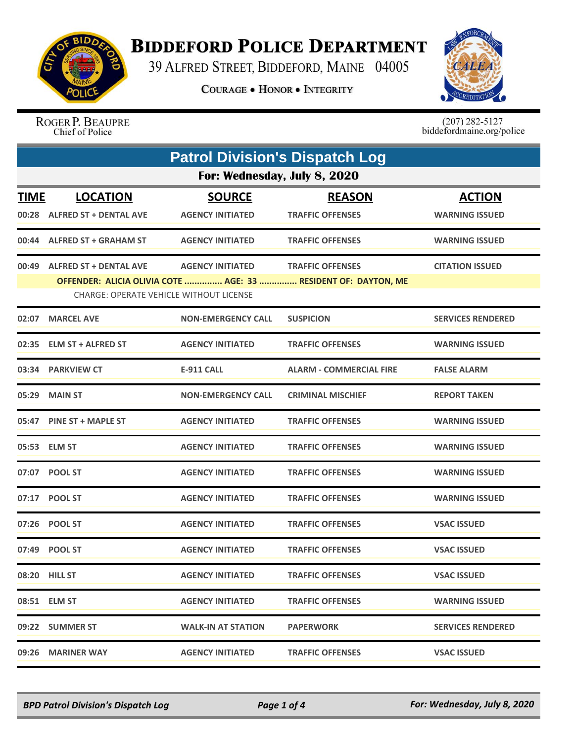# BIDDEFORD POLICE DEPARTMENT

39 ALFRED STREET, BIDDEFORD, MAINE 04005

COURAGE • HONOR • INTEGRITY

ROGER P. BEAUPRE
Chief of Police

(207) 282-5127
biddefordmaine.org/police

## Patrol Division's Dispatch Log

### For: Wednesday, July 8, 2020

| TIME | LOCATION | SOURCE | REASON | ACTION |
|---|---|---|---|---|
| 00:28 | ALFRED ST + DENTAL AVE | AGENCY INITIATED | TRAFFIC OFFENSES | WARNING ISSUED |
| 00:44 | ALFRED ST + GRAHAM ST | AGENCY INITIATED | TRAFFIC OFFENSES | WARNING ISSUED |
| 00:49 | ALFRED ST + DENTAL AVE | AGENCY INITIATED | TRAFFIC OFFENSES | CITATION ISSUED |
| | OFFENDER: ALICIA OLIVIA COTE ............... AGE: 33 ............... RESIDENT OF: DAYTON, ME | | | |
| | CHARGE: OPERATE VEHICLE WITHOUT LICENSE | | | |
| 02:07 | MARCEL AVE | NON-EMERGENCY CALL | SUSPICION | SERVICES RENDERED |
| 02:35 | ELM ST + ALFRED ST | AGENCY INITIATED | TRAFFIC OFFENSES | WARNING ISSUED |
| 03:34 | PARKVIEW CT | E-911 CALL | ALARM - COMMERCIAL FIRE | FALSE ALARM |
| 05:29 | MAIN ST | NON-EMERGENCY CALL | CRIMINAL MISCHIEF | REPORT TAKEN |
| 05:47 | PINE ST + MAPLE ST | AGENCY INITIATED | TRAFFIC OFFENSES | WARNING ISSUED |
| 05:53 | ELM ST | AGENCY INITIATED | TRAFFIC OFFENSES | WARNING ISSUED |
| 07:07 | POOL ST | AGENCY INITIATED | TRAFFIC OFFENSES | WARNING ISSUED |
| 07:17 | POOL ST | AGENCY INITIATED | TRAFFIC OFFENSES | WARNING ISSUED |
| 07:26 | POOL ST | AGENCY INITIATED | TRAFFIC OFFENSES | VSAC ISSUED |
| 07:49 | POOL ST | AGENCY INITIATED | TRAFFIC OFFENSES | VSAC ISSUED |
| 08:20 | HILL ST | AGENCY INITIATED | TRAFFIC OFFENSES | VSAC ISSUED |
| 08:51 | ELM ST | AGENCY INITIATED | TRAFFIC OFFENSES | WARNING ISSUED |
| 09:22 | SUMMER ST | WALK-IN AT STATION | PAPERWORK | SERVICES RENDERED |
| 09:26 | MARINER WAY | AGENCY INITIATED | TRAFFIC OFFENSES | VSAC ISSUED |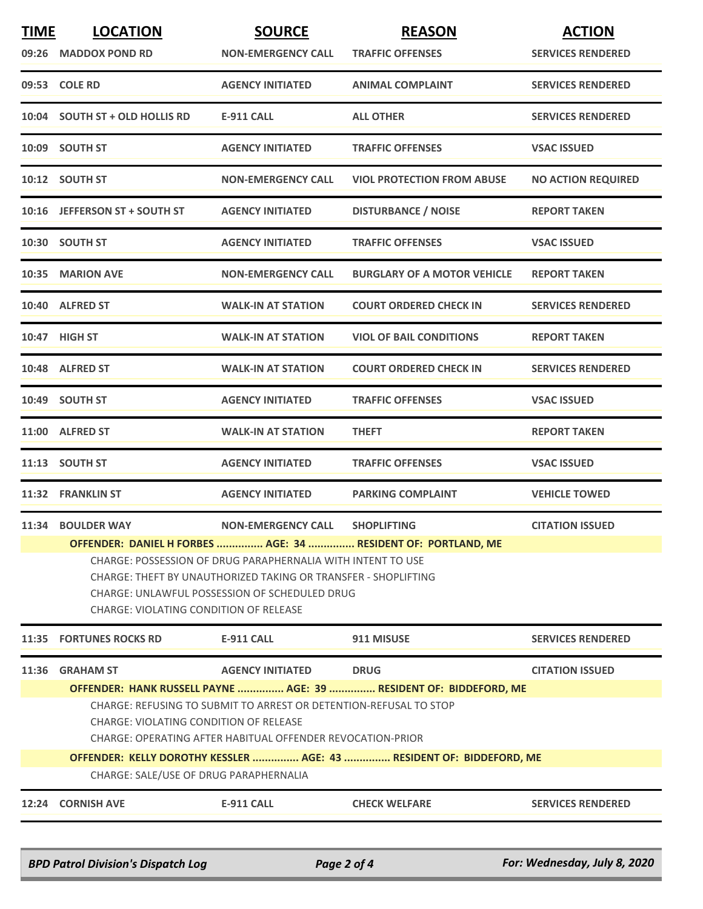| TIME | LOCATION | SOURCE | REASON | ACTION |
|---|---|---|---|---|
| 09:26 | MADDOX POND RD | NON-EMERGENCY CALL | TRAFFIC OFFENSES | SERVICES RENDERED |
| 09:53 | COLE RD | AGENCY INITIATED | ANIMAL COMPLAINT | SERVICES RENDERED |
| 10:04 | SOUTH ST + OLD HOLLIS RD | E-911 CALL | ALL OTHER | SERVICES RENDERED |
| 10:09 | SOUTH ST | AGENCY INITIATED | TRAFFIC OFFENSES | VSAC ISSUED |
| 10:12 | SOUTH ST | NON-EMERGENCY CALL | VIOL PROTECTION FROM ABUSE | NO ACTION REQUIRED |
| 10:16 | JEFFERSON ST + SOUTH ST | AGENCY INITIATED | DISTURBANCE / NOISE | REPORT TAKEN |
| 10:30 | SOUTH ST | AGENCY INITIATED | TRAFFIC OFFENSES | VSAC ISSUED |
| 10:35 | MARION AVE | NON-EMERGENCY CALL | BURGLARY OF A MOTOR VEHICLE | REPORT TAKEN |
| 10:40 | ALFRED ST | WALK-IN AT STATION | COURT ORDERED CHECK IN | SERVICES RENDERED |
| 10:47 | HIGH ST | WALK-IN AT STATION | VIOL OF BAIL CONDITIONS | REPORT TAKEN |
| 10:48 | ALFRED ST | WALK-IN AT STATION | COURT ORDERED CHECK IN | SERVICES RENDERED |
| 10:49 | SOUTH ST | AGENCY INITIATED | TRAFFIC OFFENSES | VSAC ISSUED |
| 11:00 | ALFRED ST | WALK-IN AT STATION | THEFT | REPORT TAKEN |
| 11:13 | SOUTH ST | AGENCY INITIATED | TRAFFIC OFFENSES | VSAC ISSUED |
| 11:32 | FRANKLIN ST | AGENCY INITIATED | PARKING COMPLAINT | VEHICLE TOWED |
| 11:34 | BOULDER WAY | NON-EMERGENCY CALL | SHOPLIFTING | CITATION ISSUED |

**OFFENDER: DANIEL H FORBES ............... AGE: 34 ............... RESIDENT OF: PORTLAND, ME**

CHARGE: POSSESSION OF DRUG PARAPHERNALIA WITH INTENT TO USE
CHARGE: THEFT BY UNAUTHORIZED TAKING OR TRANSFER - SHOPLIFTING
CHARGE: UNLAWFUL POSSESSION OF SCHEDULED DRUG
CHARGE: VIOLATING CONDITION OF RELEASE

| TIME | LOCATION | SOURCE | REASON | ACTION |
|---|---|---|---|---|
| 11:35 | FORTUNES ROCKS RD | E-911 CALL | 911 MISUSE | SERVICES RENDERED |
| 11:36 | GRAHAM ST | AGENCY INITIATED | DRUG | CITATION ISSUED |

**OFFENDER: HANK RUSSELL PAYNE ............... AGE: 39 ............... RESIDENT OF: BIDDEFORD, ME**

CHARGE: REFUSING TO SUBMIT TO ARREST OR DETENTION-REFUSAL TO STOP
CHARGE: VIOLATING CONDITION OF RELEASE
CHARGE: OPERATING AFTER HABITUAL OFFENDER REVOCATION-PRIOR

**OFFENDER: KELLY DOROTHY KESSLER ............... AGE: 43 ............... RESIDENT OF: BIDDEFORD, ME**

CHARGE: SALE/USE OF DRUG PARAPHERNALIA

| TIME | LOCATION | SOURCE | REASON | ACTION |
|---|---|---|---|---|
| 12:24 | CORNISH AVE | E-911 CALL | CHECK WELFARE | SERVICES RENDERED |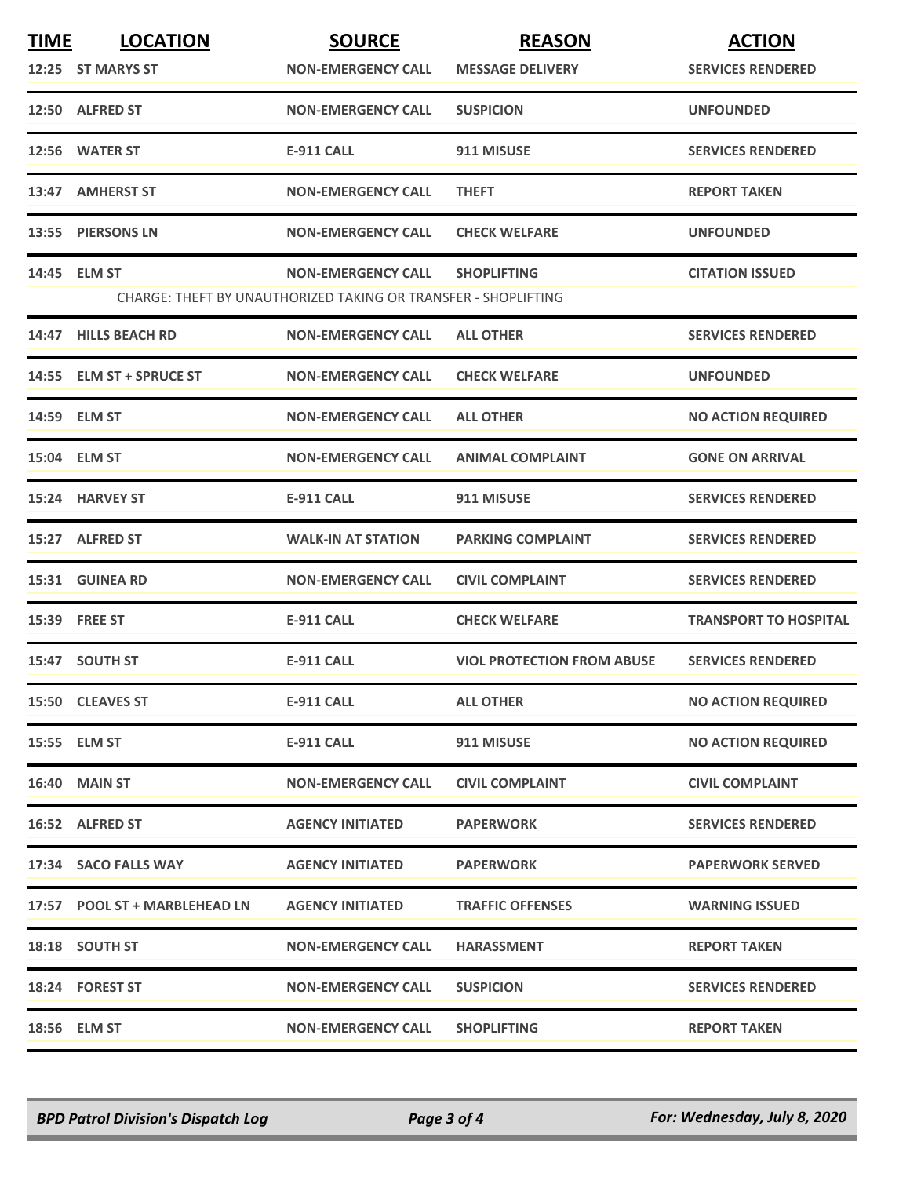| TIME | LOCATION | SOURCE | REASON | ACTION |
|---|---|---|---|---|
| 12:25 | ST MARYS ST | NON-EMERGENCY CALL | MESSAGE DELIVERY | SERVICES RENDERED |
| 12:50 | ALFRED ST | NON-EMERGENCY CALL | SUSPICION | UNFOUNDED |
| 12:56 | WATER ST | E-911 CALL | 911 MISUSE | SERVICES RENDERED |
| 13:47 | AMHERST ST | NON-EMERGENCY CALL | THEFT | REPORT TAKEN |
| 13:55 | PIERSONS LN | NON-EMERGENCY CALL | CHECK WELFARE | UNFOUNDED |
| 14:45 | ELM ST | NON-EMERGENCY CALL | SHOPLIFTING | CITATION ISSUED |
| | CHARGE: THEFT BY UNAUTHORIZED TAKING OR TRANSFER - SHOPLIFTING | | | |
| 14:47 | HILLS BEACH RD | NON-EMERGENCY CALL | ALL OTHER | SERVICES RENDERED |
| 14:55 | ELM ST + SPRUCE ST | NON-EMERGENCY CALL | CHECK WELFARE | UNFOUNDED |
| 14:59 | ELM ST | NON-EMERGENCY CALL | ALL OTHER | NO ACTION REQUIRED |
| 15:04 | ELM ST | NON-EMERGENCY CALL | ANIMAL COMPLAINT | GONE ON ARRIVAL |
| 15:24 | HARVEY ST | E-911 CALL | 911 MISUSE | SERVICES RENDERED |
| 15:27 | ALFRED ST | WALK-IN AT STATION | PARKING COMPLAINT | SERVICES RENDERED |
| 15:31 | GUINEA RD | NON-EMERGENCY CALL | CIVIL COMPLAINT | SERVICES RENDERED |
| 15:39 | FREE ST | E-911 CALL | CHECK WELFARE | TRANSPORT TO HOSPITAL |
| 15:47 | SOUTH ST | E-911 CALL | VIOL PROTECTION FROM ABUSE | SERVICES RENDERED |
| 15:50 | CLEAVES ST | E-911 CALL | ALL OTHER | NO ACTION REQUIRED |
| 15:55 | ELM ST | E-911 CALL | 911 MISUSE | NO ACTION REQUIRED |
| 16:40 | MAIN ST | NON-EMERGENCY CALL | CIVIL COMPLAINT | CIVIL COMPLAINT |
| 16:52 | ALFRED ST | AGENCY INITIATED | PAPERWORK | SERVICES RENDERED |
| 17:34 | SACO FALLS WAY | AGENCY INITIATED | PAPERWORK | PAPERWORK SERVED |
| 17:57 | POOL ST + MARBLEHEAD LN | AGENCY INITIATED | TRAFFIC OFFENSES | WARNING ISSUED |
| 18:18 | SOUTH ST | NON-EMERGENCY CALL | HARASSMENT | REPORT TAKEN |
| 18:24 | FOREST ST | NON-EMERGENCY CALL | SUSPICION | SERVICES RENDERED |
| 18:56 | ELM ST | NON-EMERGENCY CALL | SHOPLIFTING | REPORT TAKEN |

*BPD Patrol Division's Dispatch Log* — *For: Wednesday, July 8, 2020*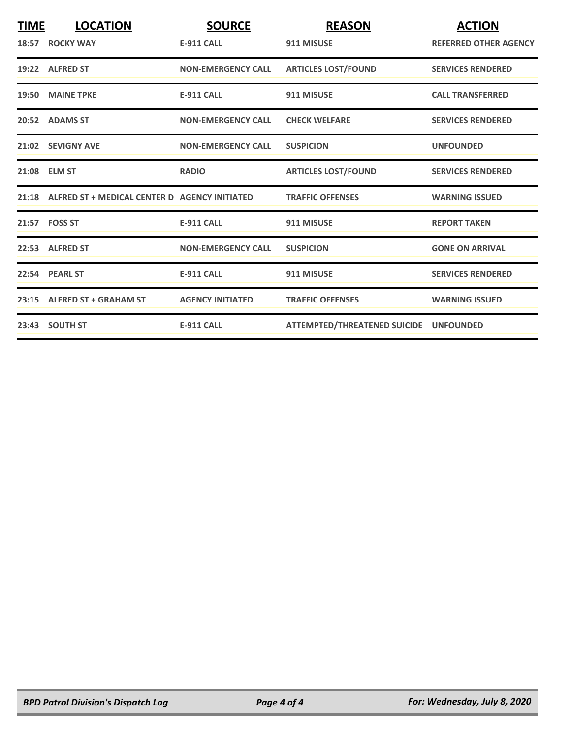| TIME | LOCATION | SOURCE | REASON | ACTION |
|---|---|---|---|---|
| 18:57 | ROCKY WAY | E-911 CALL | 911 MISUSE | REFERRED OTHER AGENCY |
| 19:22 | ALFRED ST | NON-EMERGENCY CALL | ARTICLES LOST/FOUND | SERVICES RENDERED |
| 19:50 | MAINE TPKE | E-911 CALL | 911 MISUSE | CALL TRANSFERRED |
| 20:52 | ADAMS ST | NON-EMERGENCY CALL | CHECK WELFARE | SERVICES RENDERED |
| 21:02 | SEVIGNY AVE | NON-EMERGENCY CALL | SUSPICION | UNFOUNDED |
| 21:08 | ELM ST | RADIO | ARTICLES LOST/FOUND | SERVICES RENDERED |
| 21:18 | ALFRED ST + MEDICAL CENTER D | AGENCY INITIATED | TRAFFIC OFFENSES | WARNING ISSUED |
| 21:57 | FOSS ST | E-911 CALL | 911 MISUSE | REPORT TAKEN |
| 22:53 | ALFRED ST | NON-EMERGENCY CALL | SUSPICION | GONE ON ARRIVAL |
| 22:54 | PEARL ST | E-911 CALL | 911 MISUSE | SERVICES RENDERED |
| 23:15 | ALFRED ST + GRAHAM ST | AGENCY INITIATED | TRAFFIC OFFENSES | WARNING ISSUED |
| 23:43 | SOUTH ST | E-911 CALL | ATTEMPTED/THREATENED SUICIDE | UNFOUNDED |